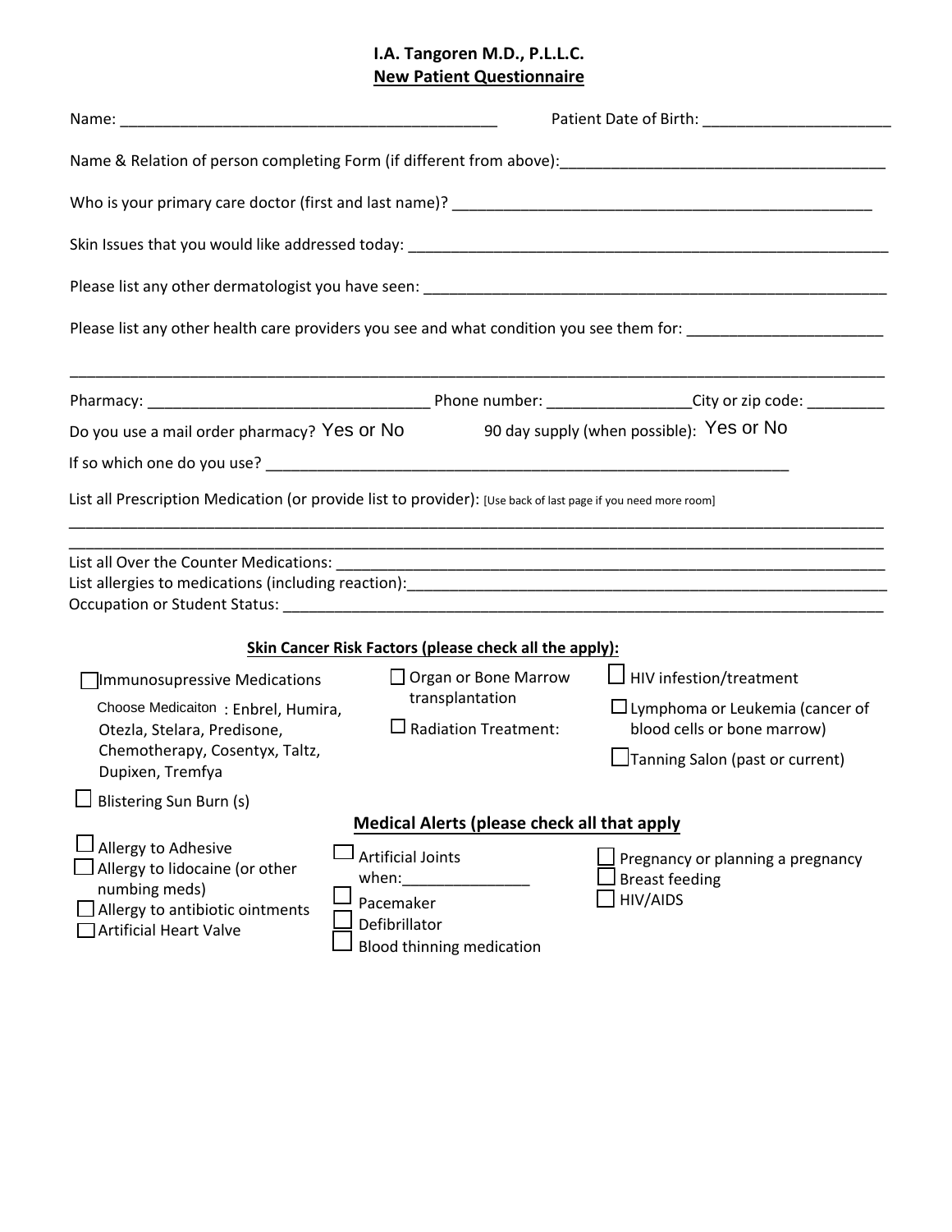# I.A. Tangoren M.D., P.L.L.C.

## New Patient Questionnaire

Name: ____________________________________________ Patient Date of Birth: ______________________

Name & Relation of person completing Form (if different from above):_____________________________________

Who is your primary care doctor (first and last name)? __________________________________________________

Skin Issues that you would like addressed today: ______________________________________________________

Please list any other dermatologist you have seen: ____________________________________________________

Please list any other health care providers you see and what condition you see them for: ______________________

_______________________________________________________________________________________________

Pharmacy: ________________________________ Phone number: ________________City or zip code: _________

Do you use a mail order pharmacy? Yes or No 90 day supply (when possible): Yes or No

If so which one do you use? ______________________________________________________________

List all Prescription Medication (or provide list to provider): [Use back of last page if you need more room]

_______________________________________________________________________________________________

_______________________________________________________________________________________________

List all Over the Counter Medications: ______________________________________________________________

List allergies to medications (including reaction):______________________________________________________

Occupation or Student Status: _____________________________________________________________________

**Skin Cancer Risk Factors (please check all the apply):**

- ☐ Immunosupressive Medications
  - Choose Medicaiton : Enbrel, Humira, Otezla, Stelara, Predisone, Chemotherapy, Cosentyx, Taltz, Dupixen, Tremfya
- ☐ Organ or Bone Marrow transplantation
- ☐ Radiation Treatment:
- ☐ HIV infestion/treatment
- ☐ Lymphoma or Leukemia (cancer of blood cells or bone marrow)
- ☐ Tanning Salon (past or current)
- ☐ Blistering Sun Burn (s)

**Medical Alerts (please check all that apply)**

- ☐ Allergy to Adhesive
- ☐ Allergy to lidocaine (or other numbing meds)
- ☐ Allergy to antibiotic ointments
- ☐ Artificial Heart Valve
- ☐ Artificial Joints when:_______________
- ☐ Pacemaker
- ☐ Defibrillator
- ☐ Blood thinning medication
- ☐ Pregnancy or planning a pregnancy
- ☐ Breast feeding
- ☐ HIV/AIDS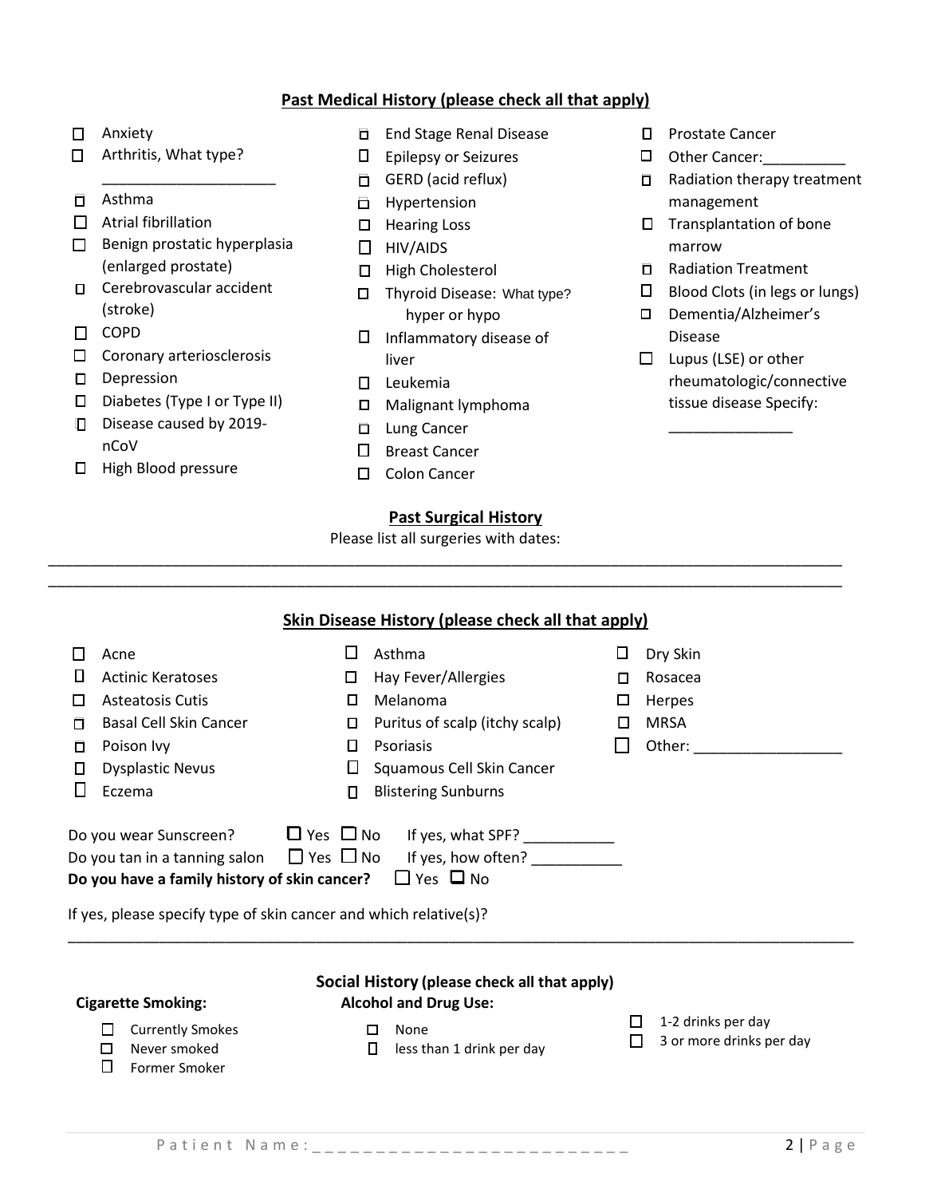## Past Medical History (please check all that apply)

- ☐ Anxiety
- ☐ Arthritis, What type? ____________________
- ☐ Asthma
- ☐ Atrial fibrillation
- ☐ Benign prostatic hyperplasia (enlarged prostate)
- ☐ Cerebrovascular accident (stroke)
- ☐ COPD
- ☐ Coronary arteriosclerosis
- ☐ Depression
- ☐ Diabetes (Type I or Type II)
- ☐ Disease caused by 2019-nCoV
- ☐ High Blood pressure
- ☐ End Stage Renal Disease
- ☐ Epilepsy or Seizures
- ☐ GERD (acid reflux)
- ☐ Hypertension
- ☐ Hearing Loss
- ☐ HIV/AIDS
- ☐ High Cholesterol
- ☐ Thyroid Disease: What type? hyper or hypo
- ☐ Inflammatory disease of liver
- ☐ Leukemia
- ☐ Malignant lymphoma
- ☐ Lung Cancer
- ☐ Breast Cancer
- ☐ Colon Cancer
- ☐ Prostate Cancer
- ☐ Other Cancer:__________
- ☐ Radiation therapy treatment management
- ☐ Transplantation of bone marrow
- ☐ Radiation Treatment
- ☐ Blood Clots (in legs or lungs)
- ☐ Dementia/Alzheimer's Disease
- ☐ Lupus (LSE) or other rheumatologic/connective tissue disease Specify: _______________

## Past Surgical History

Please list all surgeries with dates:

______________________________________________________________________________________________

______________________________________________________________________________________________

## Skin Disease History (please check all that apply)

- ☐ Acne
- ☐ Actinic Keratoses
- ☐ Asteatosis Cutis
- ☐ Basal Cell Skin Cancer
- ☐ Poison Ivy
- ☐ Dysplastic Nevus
- ☐ Eczema
- ☐ Asthma
- ☐ Hay Fever/Allergies
- ☐ Melanoma
- ☐ Puritus of scalp (itchy scalp)
- ☐ Psoriasis
- ☐ Squamous Cell Skin Cancer
- ☐ Blistering Sunburns
- ☐ Dry Skin
- ☐ Rosacea
- ☐ Herpes
- ☐ MRSA
- ☐ Other: __________________

Do you wear Sunscreen? ☐ Yes ☐ No If yes, what SPF? ___________

Do you tan in a tanning salon ☐ Yes ☐ No If yes, how often? ___________

**Do you have a family history of skin cancer?** ☐ Yes ☐ No

If yes, please specify type of skin cancer and which relative(s)?

______________________________________________________________________________________________

## Social History (please check all that apply)

**Cigarette Smoking:**

- ☐ Currently Smokes
- ☐ Never smoked
- ☐ Former Smoker

**Alcohol and Drug Use:**

- ☐ None
- ☐ less than 1 drink per day
- ☐ 1-2 drinks per day
- ☐ 3 or more drinks per day

Patient Name:__________________________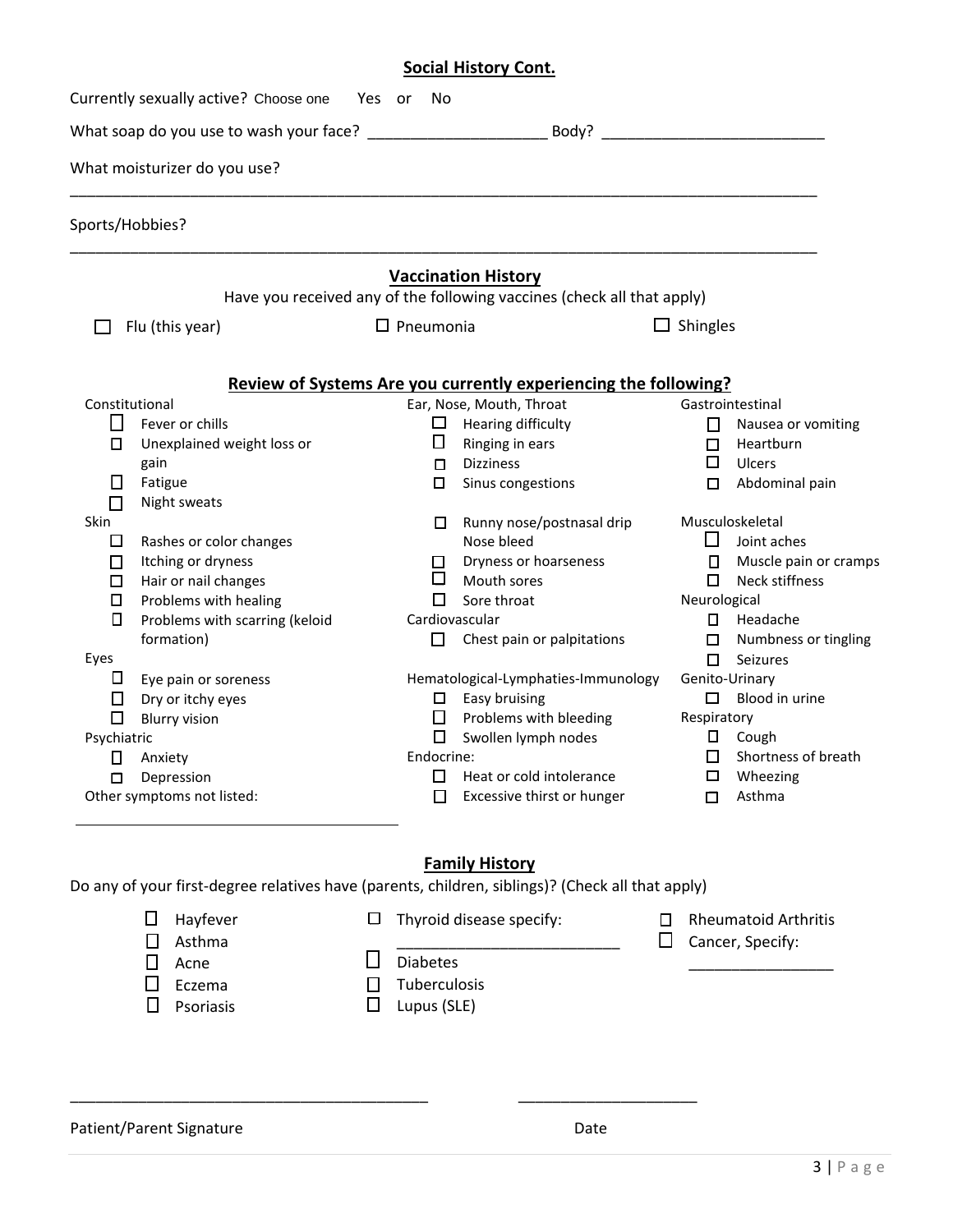## Social History Cont.

Currently sexually active? Choose one Yes or No

What soap do you use to wash your face? ____________________ Body? ________________________

What moisturizer do you use?

___________________________________________________________________________________

Sports/Hobbies?

___________________________________________________________________________________

## Vaccination History

Have you received any of the following vaccines (check all that apply)

- ☐ Flu (this year)
- ☐ Pneumonia
- ☐ Shingles

## Review of Systems Are you currently experiencing the following?

**Constitutional**
- ☐ Fever or chills
- ☐ Unexplained weight loss or gain
- ☐ Fatigue
- ☐ Night sweats

**Skin**
- ☐ Rashes or color changes
- ☐ Itching or dryness
- ☐ Hair or nail changes
- ☐ Problems with healing
- ☐ Problems with scarring (keloid formation)

**Eyes**
- ☐ Eye pain or soreness
- ☐ Dry or itchy eyes
- ☐ Blurry vision

**Psychiatric**
- ☐ Anxiety
- ☐ Depression

Other symptoms not listed:

________________________________________

**Ear, Nose, Mouth, Throat**
- ☐ Hearing difficulty
- ☐ Ringing in ears
- ☐ Dizziness
- ☐ Sinus congestions
- ☐ Runny nose/postnasal drip
- Nose bleed
- ☐ Dryness or hoarseness
- ☐ Mouth sores
- ☐ Sore throat

**Cardiovascular**
- ☐ Chest pain or palpitations

**Hematological-Lymphaties-Immunology**
- ☐ Easy bruising
- ☐ Problems with bleeding
- ☐ Swollen lymph nodes

**Endocrine:**
- ☐ Heat or cold intolerance
- ☐ Excessive thirst or hunger

**Gastrointestinal**
- ☐ Nausea or vomiting
- ☐ Heartburn
- ☐ Ulcers
- ☐ Abdominal pain

**Musculoskeletal**
- ☐ Joint aches
- ☐ Muscle pain or cramps
- ☐ Neck stiffness

**Neurological**
- ☐ Headache
- ☐ Numbness or tingling
- ☐ Seizures

**Genito-Urinary**
- ☐ Blood in urine

**Respiratory**
- ☐ Cough
- ☐ Shortness of breath
- ☐ Wheezing
- ☐ Asthma

## Family History

Do any of your first-degree relatives have (parents, children, siblings)? (Check all that apply)

- ☐ Hayfever
- ☐ Asthma
- ☐ Acne
- ☐ Eczema
- ☐ Psoriasis
- ☐ Thyroid disease specify: __________________________
- ☐ Diabetes
- ☐ Tuberculosis
- ☐ Lupus (SLE)
- ☐ Rheumatoid Arthritis
- ☐ Cancer, Specify: _________________

__________________________________________ ____________________

Patient/Parent Signature Date